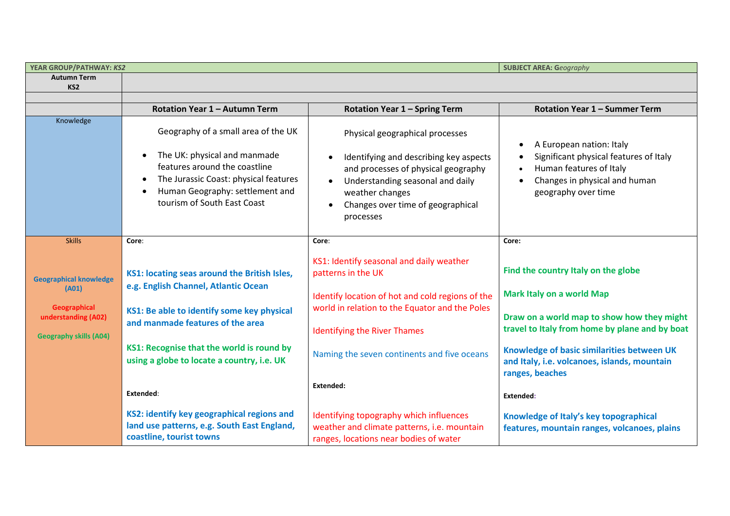| YEAR GROUP/PATHWAY: *KS2* | | | SUBJECT AREA: G*eography* |
|---|---|---|---|
| **Autumn Term KS2** | | | |
| | | | |
| | **Rotation Year 1 – Autumn Term** | **Rotation Year 1 – Spring Term** | **Rotation Year 1 – Summer Term** |
| Knowledge | Geography of a small area of the UK<br><br>• The UK: physical and manmade features around the coastline<br>• The Jurassic Coast: physical features<br>• Human Geography: settlement and tourism of South East Coast | Physical geographical processes<br><br>• Identifying and describing key aspects and processes of physical geography<br>• Understanding seasonal and daily weather changes<br>• Changes over time of geographical processes | • A European nation: Italy<br>• Significant physical features of Italy<br>• Human features of Italy<br>• Changes in physical and human geography over time |
| Skills<br><br>**Geographical knowledge (A01)**<br><br>**Geographical understanding (A02)**<br><br>**Geography skills (A04)** | **Core**:<br><br>**KS1: locating seas around the British Isles, e.g. English Channel, Atlantic Ocean**<br><br>**KS1: Be able to identify some key physical and manmade features of the area**<br><br>**KS1: Recognise that the world is round by using a globe to locate a country, i.e. UK**<br><br>**Extended**:<br><br>**KS2: identify key geographical regions and land use patterns, e.g. South East England, coastline, tourist towns** | **Core**:<br><br>KS1: Identify seasonal and daily weather patterns in the UK<br><br>Identify location of hot and cold regions of the world in relation to the Equator and the Poles<br><br>Identifying the River Thames<br><br>Naming the seven continents and five oceans<br><br>**Extended:**<br><br>Identifying topography which influences weather and climate patterns, i.e. mountain ranges, locations near bodies of water | **Core:**<br><br>**Find the country Italy on the globe**<br><br>**Mark Italy on a world Map**<br><br>**Draw on a world map to show how they might travel to Italy from home by plane and by boat**<br><br>**Knowledge of basic similarities between UK and Italy, i.e. volcanoes, islands, mountain ranges, beaches**<br><br>**Extended**:<br><br>**Knowledge of Italy's key topographical features, mountain ranges, volcanoes, plains** |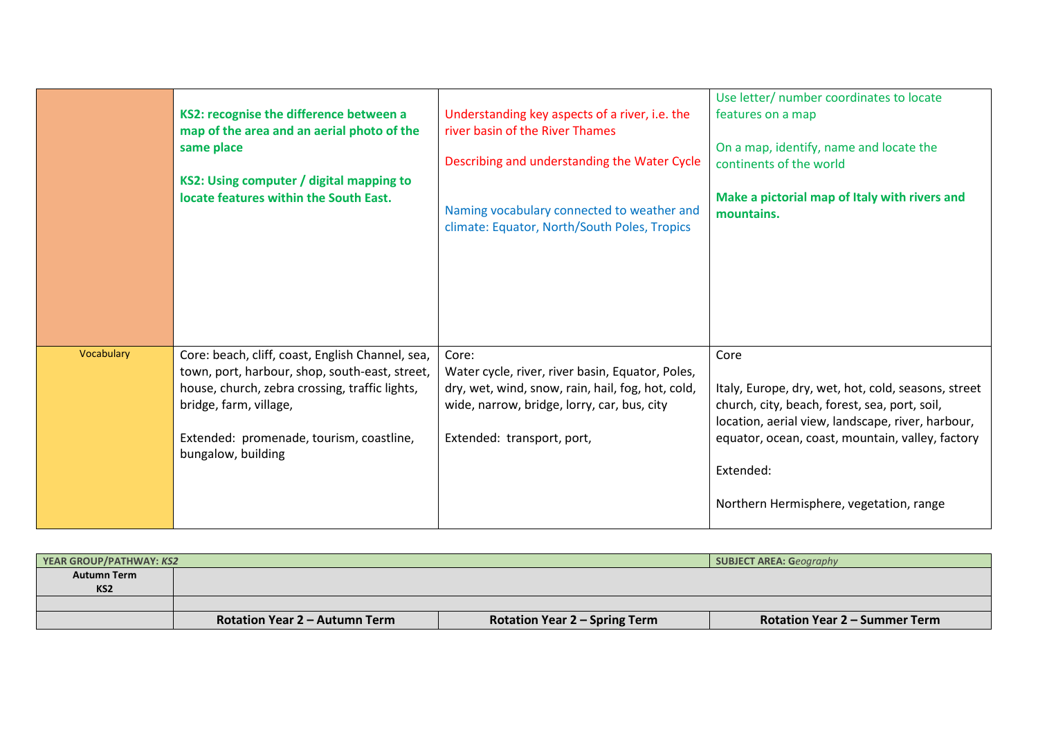| | | | |
|---|---|---|---|
| | **KS2: recognise the difference between a map of the area and an aerial photo of the same place**<br><br>**KS2: Using computer / digital mapping to locate features within the South East.** | Understanding key aspects of a river, i.e. the river basin of the River Thames<br><br>Describing and understanding the Water Cycle<br><br>Naming vocabulary connected to weather and climate: Equator, North/South Poles, Tropics | Use letter/ number coordinates to locate features on a map<br><br>On a map, identify, name and locate the continents of the world<br><br>**Make a pictorial map of Italy with rivers and mountains.** |
| Vocabulary | Core: beach, cliff, coast, English Channel, sea, town, port, harbour, shop, south-east, street, house, church, zebra crossing, traffic lights, bridge, farm, village,<br><br>Extended: promenade, tourism, coastline, bungalow, building | Core:<br>Water cycle, river, river basin, Equator, Poles, dry, wet, wind, snow, rain, hail, fog, hot, cold, wide, narrow, bridge, lorry, car, bus, city<br><br>Extended: transport, port, | Core<br><br>Italy, Europe, dry, wet, hot, cold, seasons, street church, city, beach, forest, sea, port, soil, location, aerial view, landscape, river, harbour, equator, ocean, coast, mountain, valley, factory<br><br>Extended:<br><br>Northern Hermisphere, vegetation, range |

| **YEAR GROUP/PATHWAY:** *KS2* | | | **SUBJECT AREA: G***eography* |
|---|---|---|---|
| **Autumn Term KS2** | | | |
| | | | |
| | **Rotation Year 2 – Autumn Term** | **Rotation Year 2 – Spring Term** | **Rotation Year 2 – Summer Term** |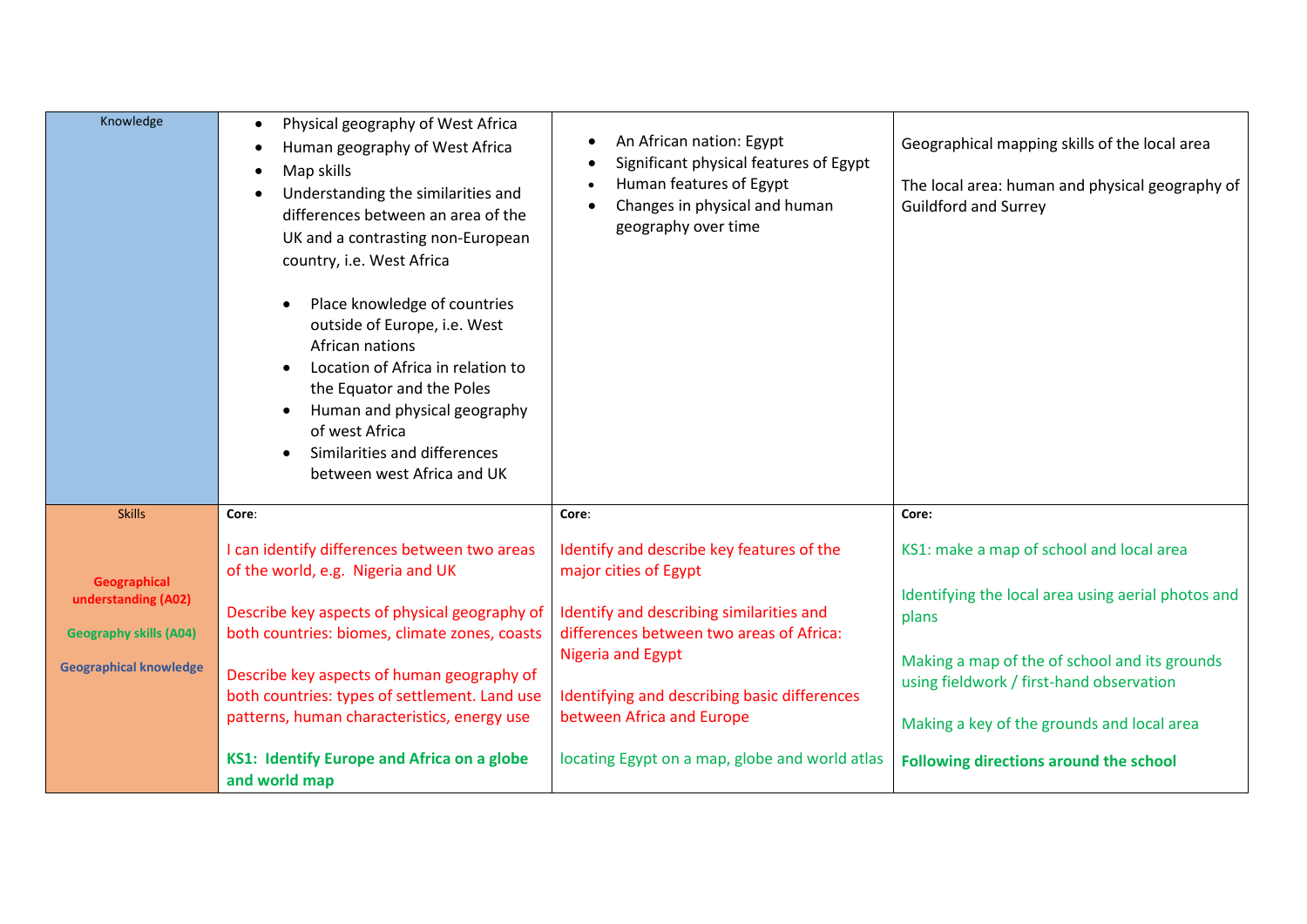| Knowledge | <ul><li>Physical geography of West Africa</li><li>Human geography of West Africa</li><li>Map skills</li><li>Understanding the similarities and differences between an area of the UK and a contrasting non-European country, i.e. West Africa</li></ul><ul><li>Place knowledge of countries outside of Europe, i.e. West African nations</li><li>Location of Africa in relation to the Equator and the Poles</li><li>Human and physical geography of west Africa</li><li>Similarities and differences between west Africa and UK</li></ul> | <ul><li>An African nation: Egypt</li><li>Significant physical features of Egypt</li><li>Human features of Egypt</li><li>Changes in physical and human geography over time</li></ul> | Geographical mapping skills of the local area<br><br>The local area: human and physical geography of Guildford and Surrey |
|---|---|---|---|
| Skills<br><br>**Geographical understanding (A02)**<br><br>**Geography skills (A04)**<br><br>**Geographical knowledge** | **Core**:<br><br>I can identify differences between two areas of the world, e.g. Nigeria and UK<br><br>Describe key aspects of physical geography of both countries: biomes, climate zones, coasts<br><br>Describe key aspects of human geography of both countries: types of settlement. Land use patterns, human characteristics, energy use<br><br>**KS1: Identify Europe and Africa on a globe and world map** | **Core**:<br><br>Identify and describe key features of the major cities of Egypt<br><br>Identify and describing similarities and differences between two areas of Africa: Nigeria and Egypt<br><br>Identifying and describing basic differences between Africa and Europe<br><br>locating Egypt on a map, globe and world atlas | **Core:**<br><br>KS1: make a map of school and local area<br><br>Identifying the local area using aerial photos and plans<br><br>Making a map of the of school and its grounds using fieldwork / first-hand observation<br><br>Making a key of the grounds and local area<br><br>**Following directions around the school** |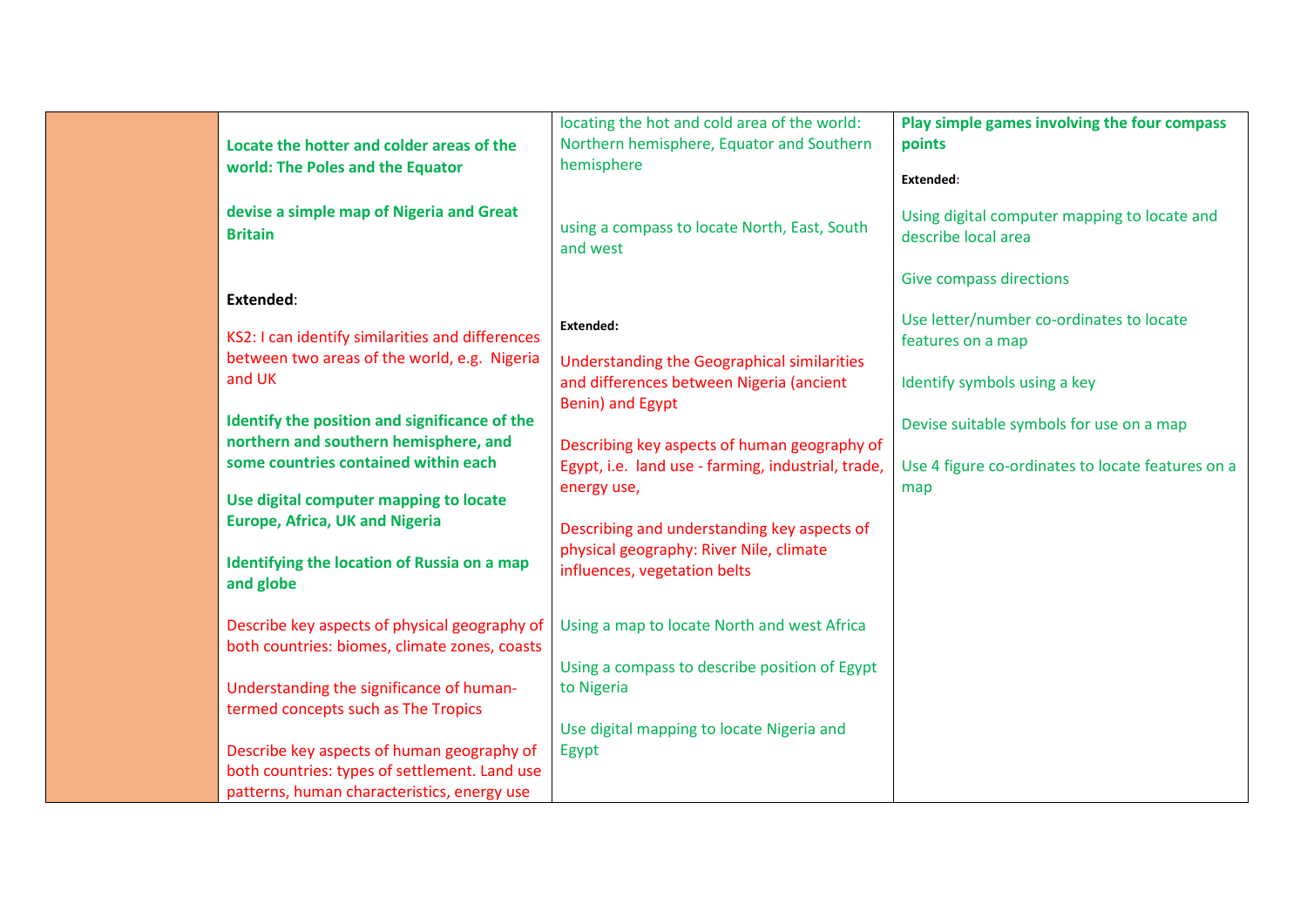|  |  |  |  |
| --- | --- | --- | --- |
|  | **Locate the hotter and colder areas of the world: The Poles and the Equator**<br><br>**devise a simple map of Nigeria and Great Britain**<br><br>**Extended**:<br><br>KS2: I can identify similarities and differences between two areas of the world, e.g. Nigeria and UK<br><br>**Identify the position and significance of the northern and southern hemisphere, and some countries contained within each**<br><br>**Use digital computer mapping to locate Europe, Africa, UK and Nigeria**<br><br>**Identifying the location of Russia on a map and globe**<br><br>Describe key aspects of physical geography of both countries: biomes, climate zones, coasts<br><br>Understanding the significance of human-termed concepts such as The Tropics<br><br>Describe key aspects of human geography of both countries: types of settlement. Land use patterns, human characteristics, energy use | locating the hot and cold area of the world: Northern hemisphere, Equator and Southern hemisphere<br><br>using a compass to locate North, East, South and west<br><br>**Extended:**<br><br>Understanding the Geographical similarities and differences between Nigeria (ancient Benin) and Egypt<br><br>Describing key aspects of human geography of Egypt, i.e. land use - farming, industrial, trade, energy use,<br><br>Describing and understanding key aspects of physical geography: River Nile, climate influences, vegetation belts<br><br>Using a map to locate North and west Africa<br><br>Using a compass to describe position of Egypt to Nigeria<br><br>Use digital mapping to locate Nigeria and Egypt | **Play simple games involving the four compass points**<br><br>**Extended:**<br><br>Using digital computer mapping to locate and describe local area<br><br>Give compass directions<br><br>Use letter/number co-ordinates to locate features on a map<br><br>Identify symbols using a key<br><br>Devise suitable symbols for use on a map<br><br>Use 4 figure co-ordinates to locate features on a map |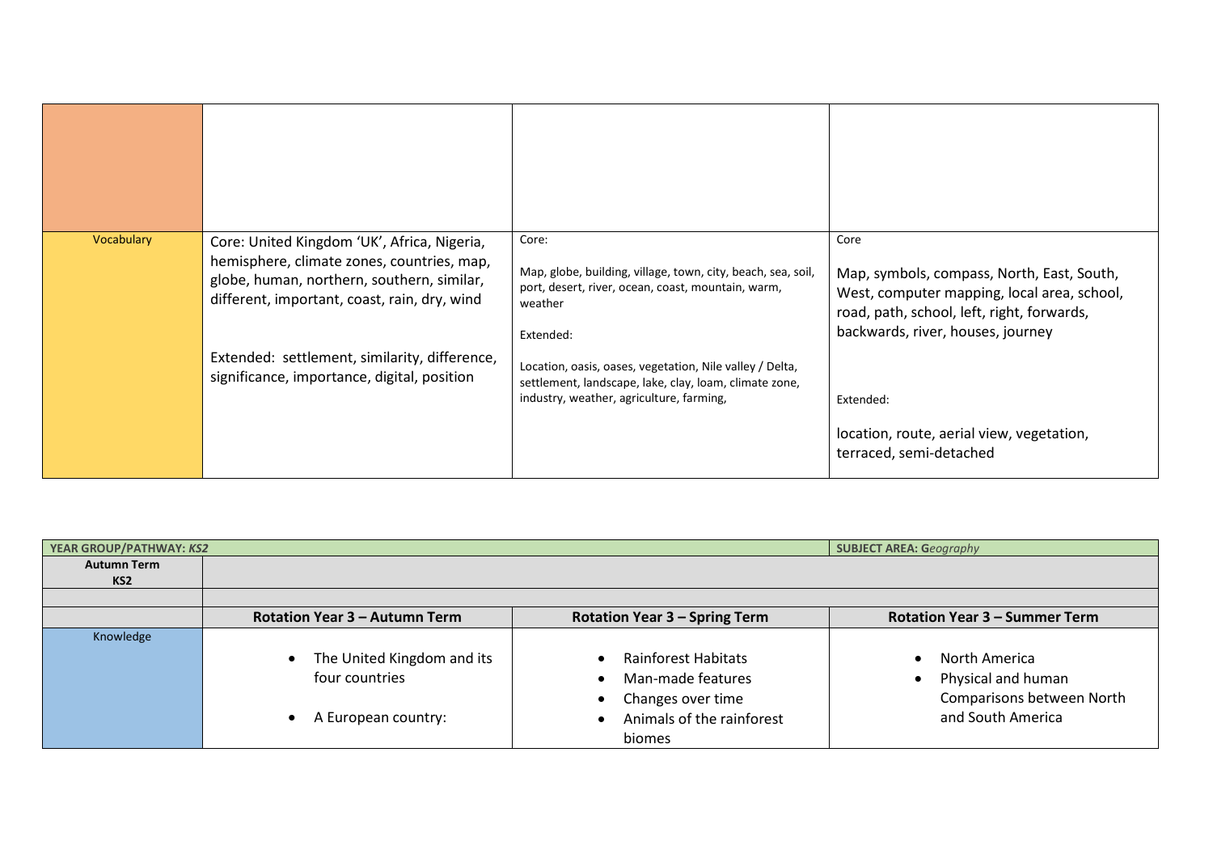| | | | |
|---|---|---|---|
| | | | |
| Vocabulary | Core: United Kingdom 'UK', Africa, Nigeria, hemisphere, climate zones, countries, map, globe, human, northern, southern, similar, different, important, coast, rain, dry, wind<br><br>Extended: settlement, similarity, difference, significance, importance, digital, position | Core:<br><br>Map, globe, building, village, town, city, beach, sea, soil, port, desert, river, ocean, coast, mountain, warm, weather<br><br>Extended:<br><br>Location, oasis, oases, vegetation, Nile valley / Delta, settlement, landscape, lake, clay, loam, climate zone, industry, weather, agriculture, farming, | Core<br><br>Map, symbols, compass, North, East, South, West, computer mapping, local area, school, road, path, school, left, right, forwards, backwards, river, houses, journey<br><br>Extended:<br><br>location, route, aerial view, vegetation, terraced, semi-detached |

| **YEAR GROUP/PATHWAY:** ***KS2*** | | | **SUBJECT AREA: G*eography*** |
|---|---|---|---|
| **Autumn Term KS2** | | | |
| | | | |
| | **Rotation Year 3 – Autumn Term** | **Rotation Year 3 – Spring Term** | **Rotation Year 3 – Summer Term** |
| Knowledge | • The United Kingdom and its four countries<br><br>• A European country: | • Rainforest Habitats<br>• Man-made features<br>• Changes over time<br>• Animals of the rainforest biomes | • North America<br>• Physical and human Comparisons between North and South America |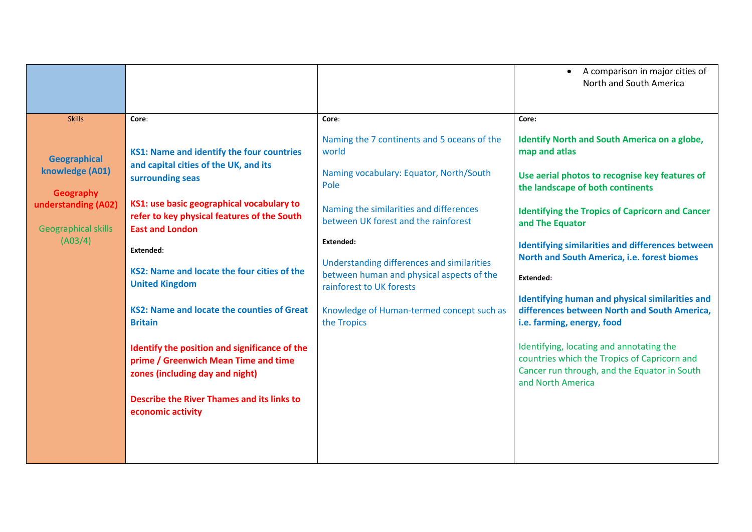| | | | |
|---|---|---|---|
| | | | • A comparison in major cities of North and South America |
| Skills<br><br>**Geographical knowledge (A01)**<br><br>**Geography understanding (A02)**<br><br>Geographical skills (A03/4) | **Core**:<br><br>**KS1: Name and identify the four countries and capital cities of the UK, and its surrounding seas**<br><br>**KS1: use basic geographical vocabulary to refer to key physical features of the South East and London**<br><br>**Extended**:<br><br>**KS2: Name and locate the four cities of the United Kingdom**<br><br>**KS2: Name and locate the counties of Great Britain**<br><br>**Identify the position and significance of the prime / Greenwich Mean Time and time zones (including day and night)**<br><br>**Describe the River Thames and its links to economic activity** | **Core**:<br><br>Naming the 7 continents and 5 oceans of the world<br><br>Naming vocabulary: Equator, North/South Pole<br><br>Naming the similarities and differences between UK forest and the rainforest<br><br>**Extended:**<br><br>Understanding differences and similarities between human and physical aspects of the rainforest to UK forests<br><br>Knowledge of Human-termed concept such as the Tropics | **Core:**<br><br>**Identify North and South America on a globe, map and atlas**<br><br>**Use aerial photos to recognise key features of the landscape of both continents**<br><br>**Identifying the Tropics of Capricorn and Cancer and The Equator**<br><br>**Identifying similarities and differences between North and South America, i.e. forest biomes**<br><br>**Extended**:<br><br>**Identifying human and physical similarities and differences between North and South America, i.e. farming, energy, food**<br><br>Identifying, locating and annotating the countries which the Tropics of Capricorn and Cancer run through, and the Equator in South and North America |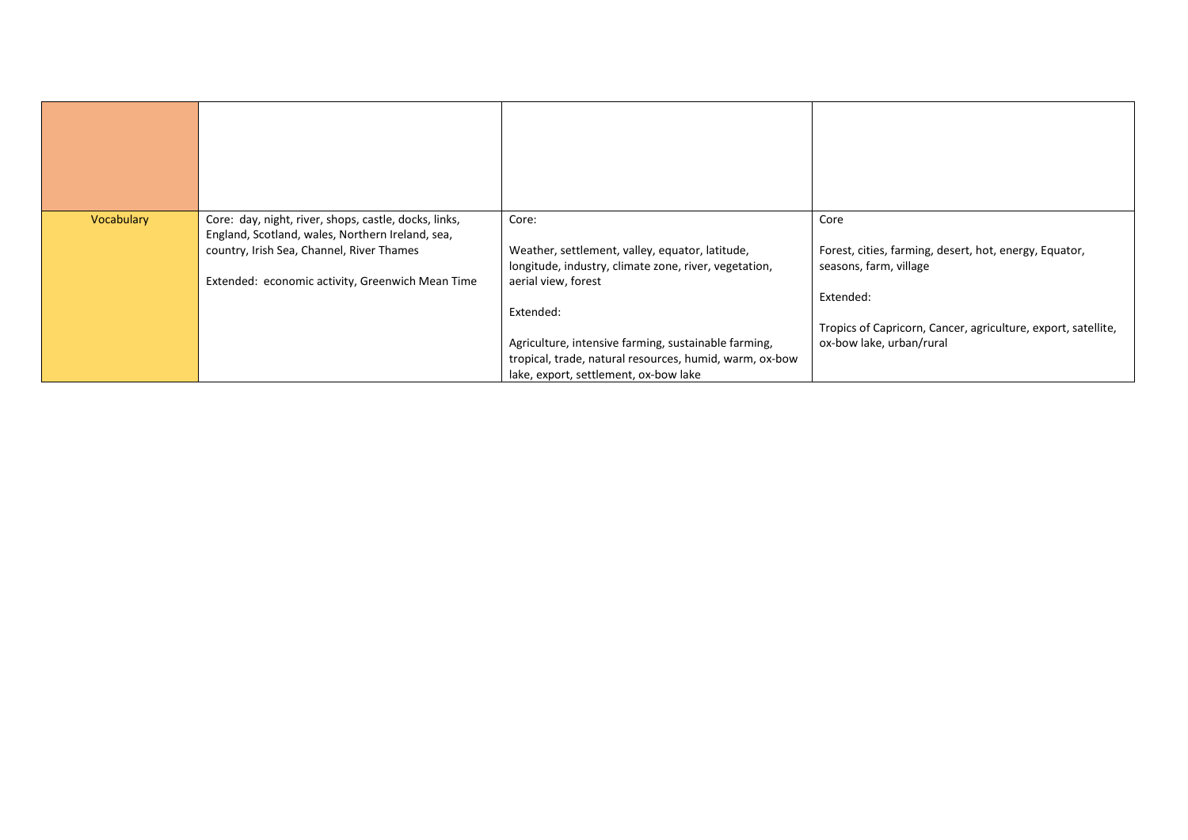| | | | |
|---|---|---|---|
| | | | |
| Vocabulary | Core: day, night, river, shops, castle, docks, links, England, Scotland, wales, Northern Ireland, sea, country, Irish Sea, Channel, River Thames<br><br>Extended: economic activity, Greenwich Mean Time | Core:<br><br>Weather, settlement, valley, equator, latitude, longitude, industry, climate zone, river, vegetation, aerial view, forest<br><br>Extended:<br><br>Agriculture, intensive farming, sustainable farming, tropical, trade, natural resources, humid, warm, ox-bow lake, export, settlement, ox-bow lake | Core<br><br>Forest, cities, farming, desert, hot, energy, Equator, seasons, farm, village<br><br>Extended:<br><br>Tropics of Capricorn, Cancer, agriculture, export, satellite, ox-bow lake, urban/rural |